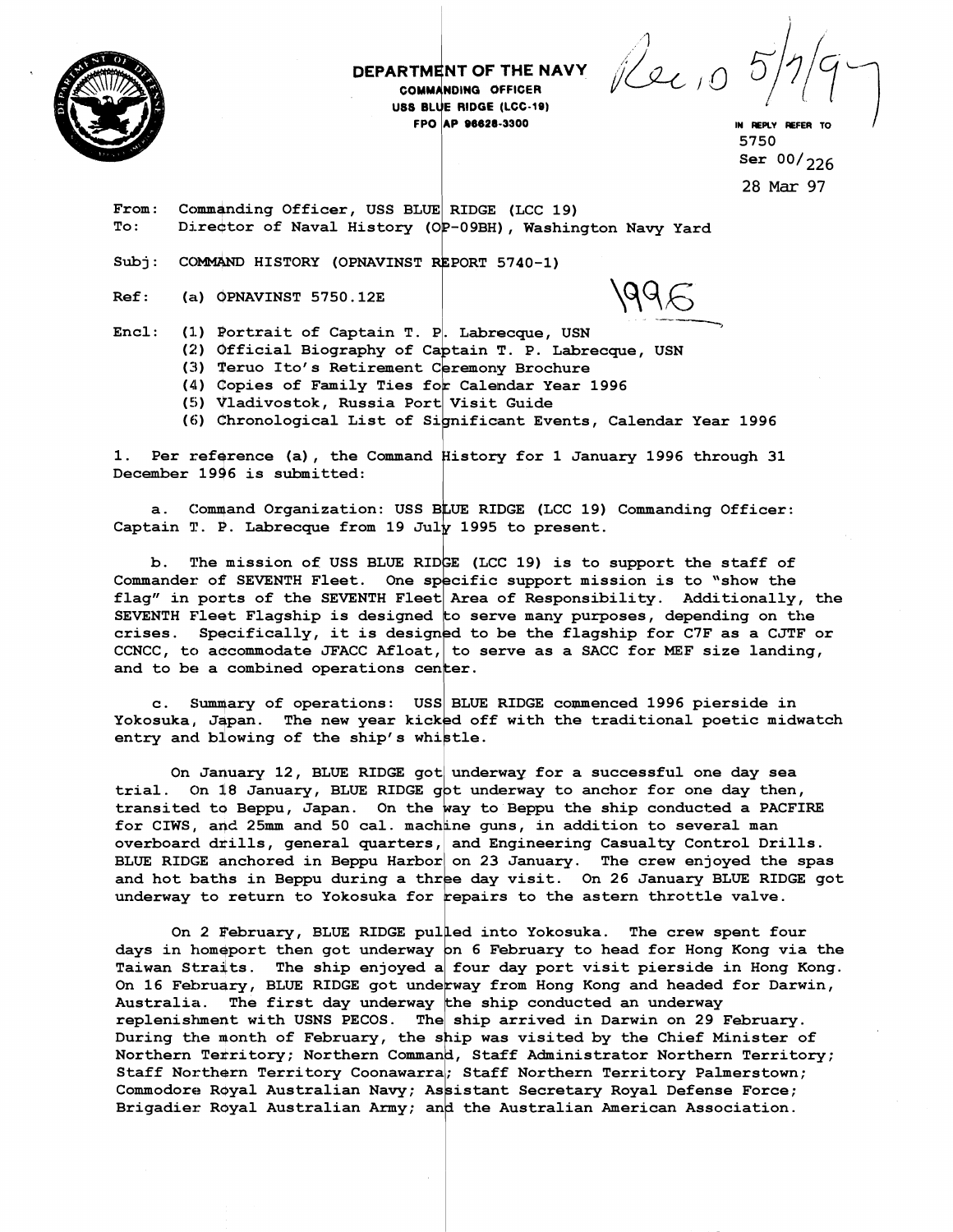**DEPARTMENT OF THE NAVY**
**COMMANDING OFFICER**
**USS BLUE RIDGE (LCC-19)**
**FPO AP 96628-3300**

Rec'd 5/7/97

IN REPLY REFER TO
5750
Ser 00/226
28 Mar 97

From: Commanding Officer, USS BLUE RIDGE (LCC 19)
To: Director of Naval History (OP-09BH), Washington Navy Yard

Subj: COMMAND HISTORY (OPNAVINST REPORT 5740-1)

Ref: (a) OPNAVINST 5750.12E

1996

Encl: (1) Portrait of Captain T. P. Labrecque, USN
(2) Official Biography of Captain T. P. Labrecque, USN
(3) Teruo Ito's Retirement Ceremony Brochure
(4) Copies of Family Ties for Calendar Year 1996
(5) Vladivostok, Russia Port Visit Guide
(6) Chronological List of Significant Events, Calendar Year 1996

1. Per reference (a), the Command History for 1 January 1996 through 31 December 1996 is submitted:

a. Command Organization: USS BLUE RIDGE (LCC 19) Commanding Officer: Captain T. P. Labrecque from 19 July 1995 to present.

b. The mission of USS BLUE RIDGE (LCC 19) is to support the staff of Commander of SEVENTH Fleet. One specific support mission is to "show the flag" in ports of the SEVENTH Fleet Area of Responsibility. Additionally, the SEVENTH Fleet Flagship is designed to serve many purposes, depending on the crises. Specifically, it is designed to be the flagship for C7F as a CJTF or CCNCC, to accommodate JFACC Afloat, to serve as a SACC for MEF size landing, and to be a combined operations center.

c. Summary of operations: USS BLUE RIDGE commenced 1996 pierside in Yokosuka, Japan. The new year kicked off with the traditional poetic midwatch entry and blowing of the ship's whistle.

On January 12, BLUE RIDGE got underway for a successful one day sea trial. On 18 January, BLUE RIDGE got underway to anchor for one day then, transited to Beppu, Japan. On the way to Beppu the ship conducted a PACFIRE for CIWS, and 25mm and 50 cal. machine guns, in addition to several man overboard drills, general quarters, and Engineering Casualty Control Drills. BLUE RIDGE anchored in Beppu Harbor on 23 January. The crew enjoyed the spas and hot baths in Beppu during a three day visit. On 26 January BLUE RIDGE got underway to return to Yokosuka for repairs to the astern throttle valve.

On 2 February, BLUE RIDGE pulled into Yokosuka. The crew spent four days in homeport then got underway on 6 February to head for Hong Kong via the Taiwan Straits. The ship enjoyed a four day port visit pierside in Hong Kong. On 16 February, BLUE RIDGE got underway from Hong Kong and headed for Darwin, Australia. The first day underway the ship conducted an underway replenishment with USNS PECOS. The ship arrived in Darwin on 29 February. During the month of February, the ship was visited by the Chief Minister of Northern Territory; Northern Command, Staff Administrator Northern Territory; Staff Northern Territory Coonawarra; Staff Northern Territory Palmerstown; Commodore Royal Australian Navy; Assistant Secretary Royal Defense Force; Brigadier Royal Australian Army; and the Australian American Association.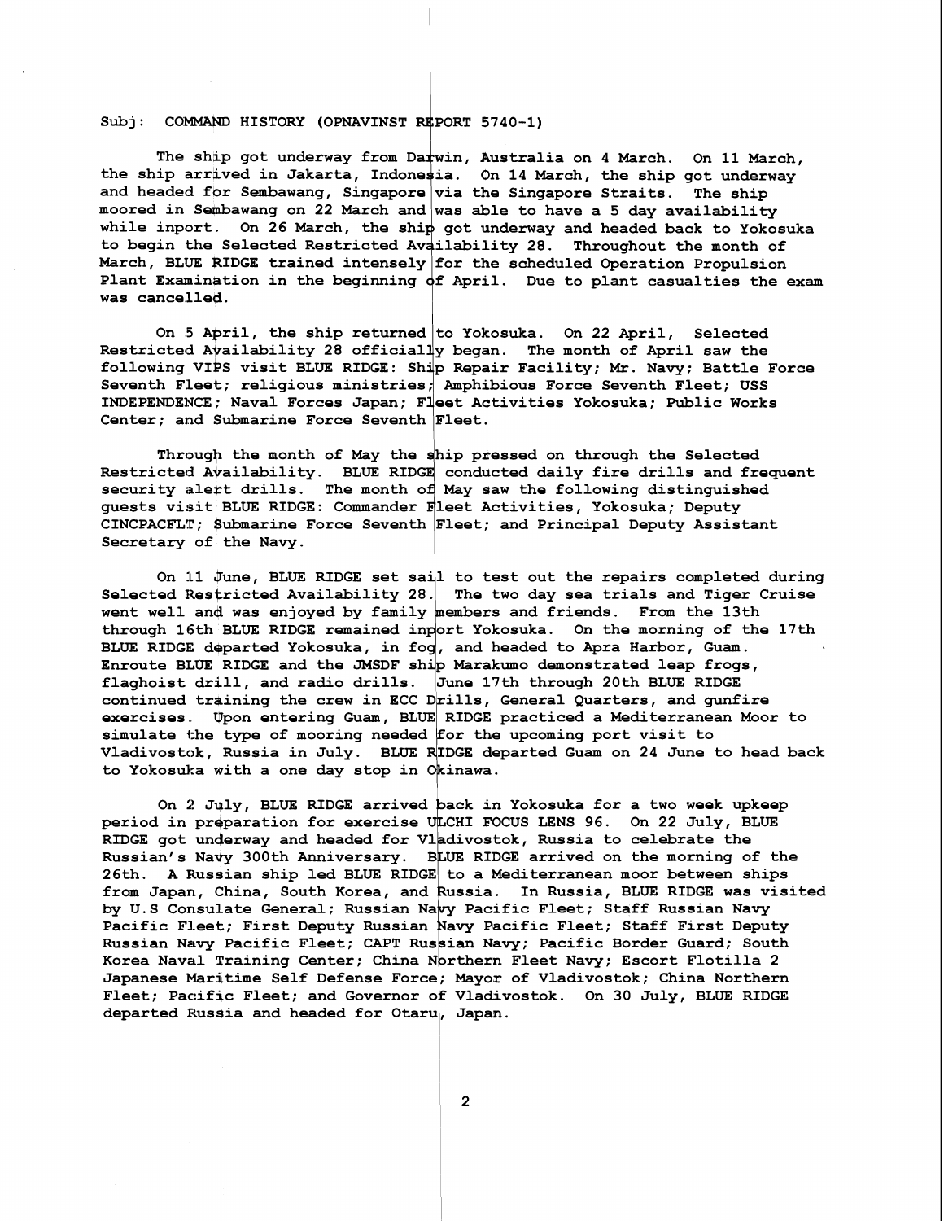Subj: COMMAND HISTORY (OPNAVINST REPORT 5740-1)

The ship got underway from Darwin, Australia on 4 March. On 11 March, the ship arrived in Jakarta, Indonesia. On 14 March, the ship got underway and headed for Sembawang, Singapore via the Singapore Straits. The ship moored in Sembawang on 22 March and was able to have a 5 day availability while inport. On 26 March, the ship got underway and headed back to Yokosuka to begin the Selected Restricted Availability 28. Throughout the month of March, BLUE RIDGE trained intensely for the scheduled Operation Propulsion Plant Examination in the beginning of April. Due to plant casualties the exam was cancelled.

On 5 April, the ship returned to Yokosuka. On 22 April, Selected Restricted Availability 28 officially began. The month of April saw the following VIPS visit BLUE RIDGE: Ship Repair Facility; Mr. Navy; Battle Force Seventh Fleet; religious ministries; Amphibious Force Seventh Fleet; USS INDEPENDENCE; Naval Forces Japan; Fleet Activities Yokosuka; Public Works Center; and Submarine Force Seventh Fleet.

Through the month of May the ship pressed on through the Selected Restricted Availability. BLUE RIDGE conducted daily fire drills and frequent security alert drills. The month of May saw the following distinguished guests visit BLUE RIDGE: Commander Fleet Activities, Yokosuka; Deputy CINCPACFLT; Submarine Force Seventh Fleet; and Principal Deputy Assistant Secretary of the Navy.

On 11 June, BLUE RIDGE set sail to test out the repairs completed during Selected Restricted Availability 28. The two day sea trials and Tiger Cruise went well and was enjoyed by family members and friends. From the 13th through 16th BLUE RIDGE remained inport Yokosuka. On the morning of the 17th BLUE RIDGE departed Yokosuka, in fog, and headed to Apra Harbor, Guam. Enroute BLUE RIDGE and the JMSDF ship Marakumo demonstrated leap frogs, flaghoist drill, and radio drills. June 17th through 20th BLUE RIDGE continued training the crew in ECC Drills, General Quarters, and gunfire exercises. Upon entering Guam, BLUE RIDGE practiced a Mediterranean Moor to simulate the type of mooring needed for the upcoming port visit to Vladivostok, Russia in July. BLUE RIDGE departed Guam on 24 June to head back to Yokosuka with a one day stop in Okinawa.

On 2 July, BLUE RIDGE arrived back in Yokosuka for a two week upkeep period in preparation for exercise ULCHI FOCUS LENS 96. On 22 July, BLUE RIDGE got underway and headed for Vladivostok, Russia to celebrate the Russian's Navy 300th Anniversary. BLUE RIDGE arrived on the morning of the 26th. A Russian ship led BLUE RIDGE to a Mediterranean moor between ships from Japan, China, South Korea, and Russia. In Russia, BLUE RIDGE was visited by U.S Consulate General; Russian Navy Pacific Fleet; Staff Russian Navy Pacific Fleet; First Deputy Russian Navy Pacific Fleet; Staff First Deputy Russian Navy Pacific Fleet; CAPT Russian Navy; Pacific Border Guard; South Korea Naval Training Center; China Northern Fleet Navy; Escort Flotilla 2 Japanese Maritime Self Defense Force; Mayor of Vladivostok; China Northern Fleet; Pacific Fleet; and Governor of Vladivostok. On 30 July, BLUE RIDGE departed Russia and headed for Otaru, Japan.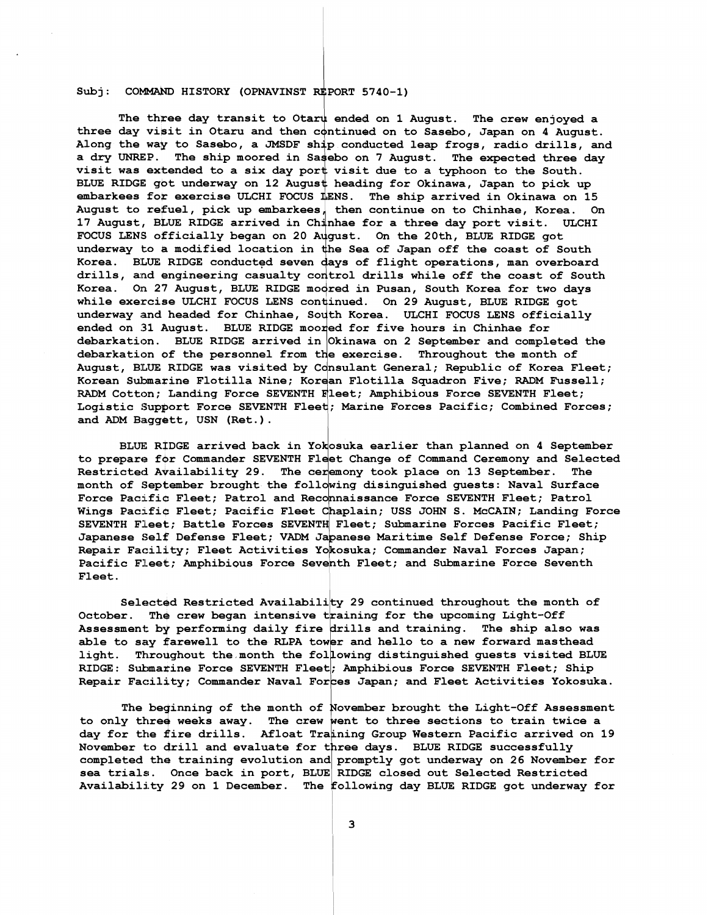Subj: COMMAND HISTORY (OPNAVINST REPORT 5740-1)

The three day transit to Otaru ended on 1 August. The crew enjoyed a three day visit in Otaru and then continued on to Sasebo, Japan on 4 August. Along the way to Sasebo, a JMSDF ship conducted leap frogs, radio drills, and a dry UNREP. The ship moored in Sasebo on 7 August. The expected three day visit was extended to a six day port visit due to a typhoon to the South. BLUE RIDGE got underway on 12 August heading for Okinawa, Japan to pick up embarkees for exercise ULCHI FOCUS LENS. The ship arrived in Okinawa on 15 August to refuel, pick up embarkees, then continue on to Chinhae, Korea. On 17 August, BLUE RIDGE arrived in Chinhae for a three day port visit. ULCHI FOCUS LENS officially began on 20 August. On the 20th, BLUE RIDGE got underway to a modified location in the Sea of Japan off the coast of South Korea. BLUE RIDGE conducted seven days of flight operations, man overboard drills, and engineering casualty control drills while off the coast of South Korea. On 27 August, BLUE RIDGE moored in Pusan, South Korea for two days while exercise ULCHI FOCUS LENS continued. On 29 August, BLUE RIDGE got underway and headed for Chinhae, South Korea. ULCHI FOCUS LENS officially ended on 31 August. BLUE RIDGE moored for five hours in Chinhae for debarkation. BLUE RIDGE arrived in Okinawa on 2 September and completed the debarkation of the personnel from the exercise. Throughout the month of August, BLUE RIDGE was visited by Consulant General; Republic of Korea Fleet; Korean Submarine Flotilla Nine; Korean Flotilla Squadron Five; RADM Fussell; RADM Cotton; Landing Force SEVENTH Fleet; Amphibious Force SEVENTH Fleet; Logistic Support Force SEVENTH Fleet; Marine Forces Pacific; Combined Forces; and ADM Baggett, USN (Ret.).

BLUE RIDGE arrived back in Yokosuka earlier than planned on 4 September to prepare for Commander SEVENTH Fleet Change of Command Ceremony and Selected Restricted Availability 29. The ceremony took place on 13 September. The month of September brought the following disinguished guests: Naval Surface Force Pacific Fleet; Patrol and Reconnaissance Force SEVENTH Fleet; Patrol Wings Pacific Fleet; Pacific Fleet Chaplain; USS JOHN S. McCAIN; Landing Force SEVENTH Fleet; Battle Forces SEVENTH Fleet; Submarine Forces Pacific Fleet; Japanese Self Defense Fleet; VADM Japanese Maritime Self Defense Force; Ship Repair Facility; Fleet Activities Yokosuka; Commander Naval Forces Japan; Pacific Fleet; Amphibious Force Seventh Fleet; and Submarine Force Seventh Fleet.

Selected Restricted Availability 29 continued throughout the month of October. The crew began intensive training for the upcoming Light-Off Assessment by performing daily fire drills and training. The ship also was able to say farewell to the RLPA tower and hello to a new forward masthead light. Throughout the month the following distinguished guests visited BLUE RIDGE: Submarine Force SEVENTH Fleet; Amphibious Force SEVENTH Fleet; Ship Repair Facility; Commander Naval Forces Japan; and Fleet Activities Yokosuka.

The beginning of the month of November brought the Light-Off Assessment to only three weeks away. The crew went to three sections to train twice a day for the fire drills. Afloat Training Group Western Pacific arrived on 19 November to drill and evaluate for three days. BLUE RIDGE successfully completed the training evolution and promptly got underway on 26 November for sea trials. Once back in port, BLUE RIDGE closed out Selected Restricted Availability 29 on 1 December. The following day BLUE RIDGE got underway for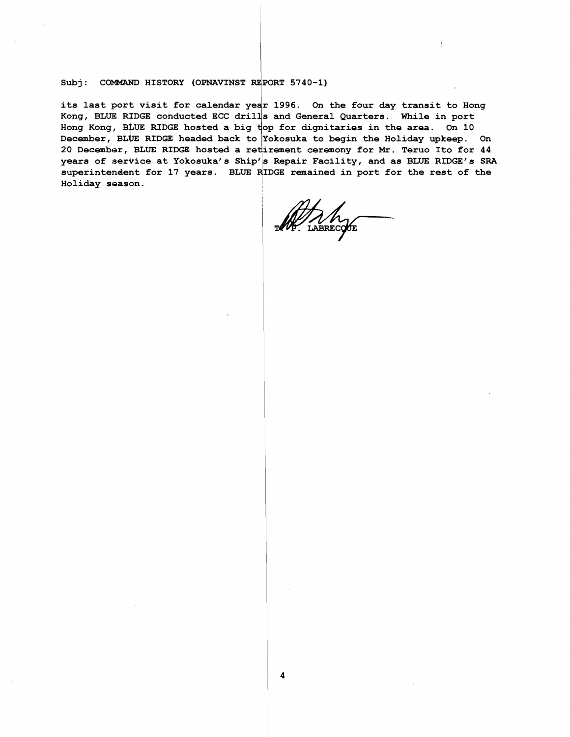Subj: COMMAND HISTORY (OPNAVINST REPORT 5740-1)

its last port visit for calendar year 1996. On the four day transit to Hong Kong, BLUE RIDGE conducted ECC drills and General Quarters. While in port Hong Kong, BLUE RIDGE hosted a big top for dignitaries in the area. On 10 December, BLUE RIDGE headed back to Yokosuka to begin the Holiday upkeep. On 20 December, BLUE RIDGE hosted a retirement ceremony for Mr. Teruo Ito for 44 years of service at Yokosuka's Ship's Repair Facility, and as BLUE RIDGE's SRA superintendent for 17 years. BLUE RIDGE remained in port for the rest of the Holiday season.

T. P. LABRECQUE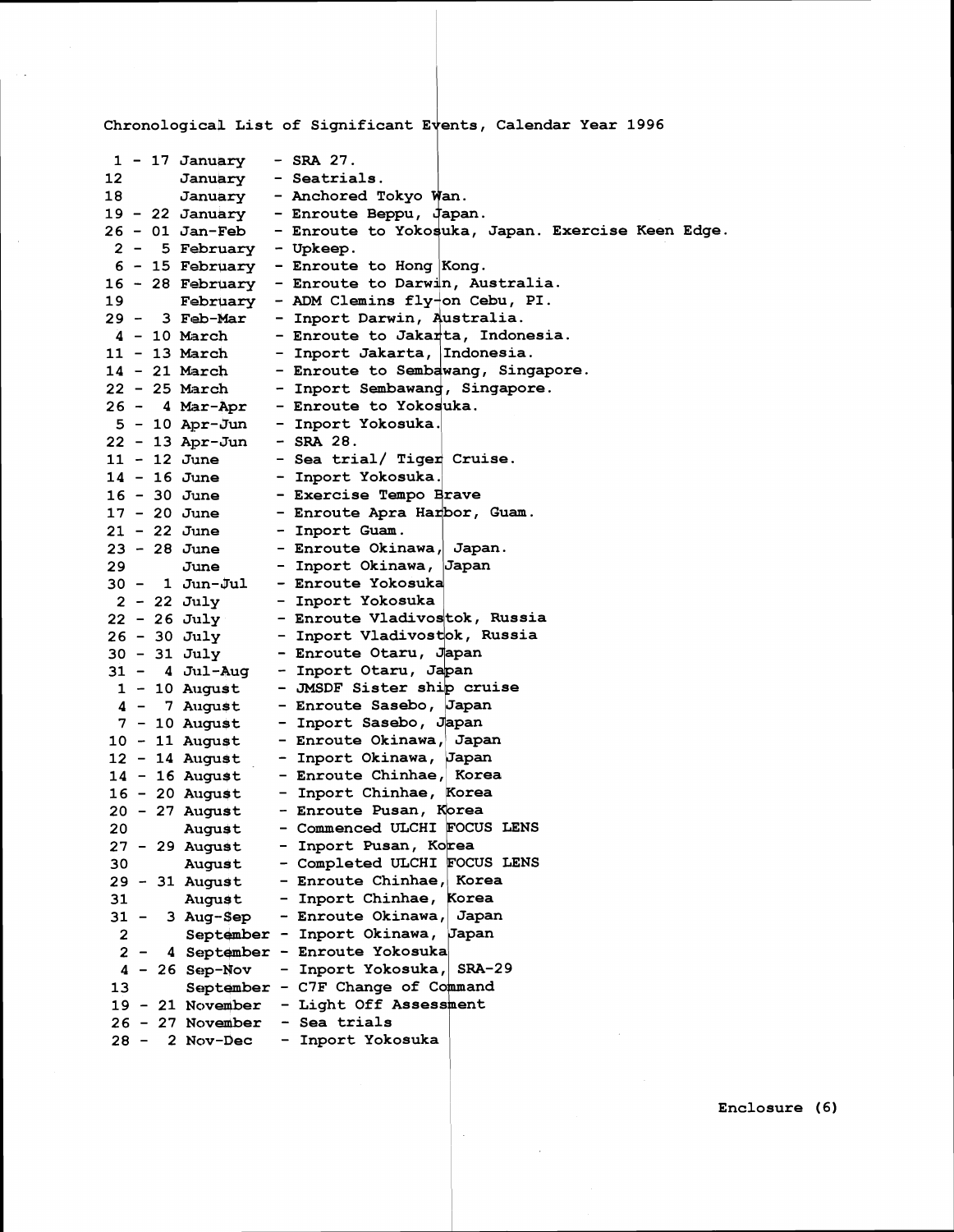Chronological List of Significant Events, Calendar Year 1996

| Dates | Event |
|---|---|
| 1 - 17 January | - SRA 27. |
| 12 January | - Seatrials. |
| 18 January | - Anchored Tokyo Wan. |
| 19 - 22 January | - Enroute Beppu, Japan. |
| 26 - 01 Jan-Feb | - Enroute to Yokosuka, Japan. Exercise Keen Edge. |
| 2 - 5 February | - Upkeep. |
| 6 - 15 February | - Enroute to Hong Kong. |
| 16 - 28 February | - Enroute to Darwin, Australia. |
| 19 February | - ADM Clemins fly-on Cebu, PI. |
| 29 - 3 Feb-Mar | - Inport Darwin, Australia. |
| 4 - 10 March | - Enroute to Jakarta, Indonesia. |
| 11 - 13 March | - Inport Jakarta, Indonesia. |
| 14 - 21 March | - Enroute to Sembawang, Singapore. |
| 22 - 25 March | - Inport Sembawang, Singapore. |
| 26 - 4 Mar-Apr | - Enroute to Yokosuka. |
| 5 - 10 Apr-Jun | - Inport Yokosuka. |
| 22 - 13 Apr-Jun | - SRA 28. |
| 11 - 12 June | - Sea trial/ Tiger Cruise. |
| 14 - 16 June | - Inport Yokosuka. |
| 16 - 30 June | - Exercise Tempo Brave |
| 17 - 20 June | - Enroute Apra Harbor, Guam. |
| 21 - 22 June | - Inport Guam. |
| 23 - 28 June | - Enroute Okinawa, Japan. |
| 29 June | - Inport Okinawa, Japan |
| 30 - 1 Jun-Jul | - Enroute Yokosuka |
| 2 - 22 July | - Inport Yokosuka |
| 22 - 26 July | - Enroute Vladivostok, Russia |
| 26 - 30 July | - Inport Vladivostok, Russia |
| 30 - 31 July | - Enroute Otaru, Japan |
| 31 - 4 Jul-Aug | - Inport Otaru, Japan |
| 1 - 10 August | - JMSDF Sister ship cruise |
| 4 - 7 August | - Enroute Sasebo, Japan |
| 7 - 10 August | - Inport Sasebo, Japan |
| 10 - 11 August | - Enroute Okinawa, Japan |
| 12 - 14 August | - Inport Okinawa, Japan |
| 14 - 16 August | - Enroute Chinhae, Korea |
| 16 - 20 August | - Inport Chinhae, Korea |
| 20 - 27 August | - Enroute Pusan, Korea |
| 20 August | - Commenced ULCHI FOCUS LENS |
| 27 - 29 August | - Inport Pusan, Korea |
| 30 August | - Completed ULCHI FOCUS LENS |
| 29 - 31 August | - Enroute Chinhae, Korea |
| 31 August | - Inport Chinhae, Korea |
| 31 - 3 Aug-Sep | - Enroute Okinawa, Japan |
| 2 September | - Inport Okinawa, Japan |
| 2 - 4 September | - Enroute Yokosuka |
| 4 - 26 Sep-Nov | - Inport Yokosuka, SRA-29 |
| 13 September | - C7F Change of Command |
| 19 - 21 November | - Light Off Assessment |
| 26 - 27 November | - Sea trials |
| 28 - 2 Nov-Dec | - Inport Yokosuka |

Enclosure (6)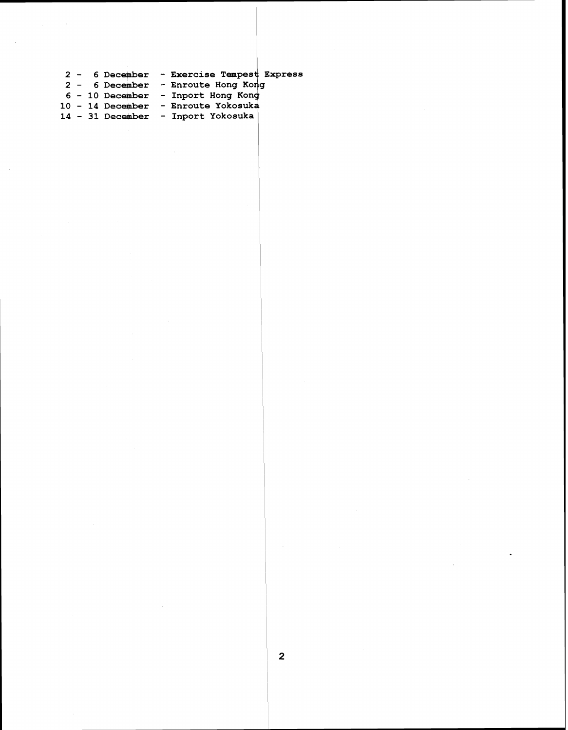2 - 6 December - Exercise Tempest Express
2 - 6 December - Enroute Hong Kong
6 - 10 December - Inport Hong Kong
10 - 14 December - Enroute Yokosuka
14 - 31 December - Inport Yokosuka